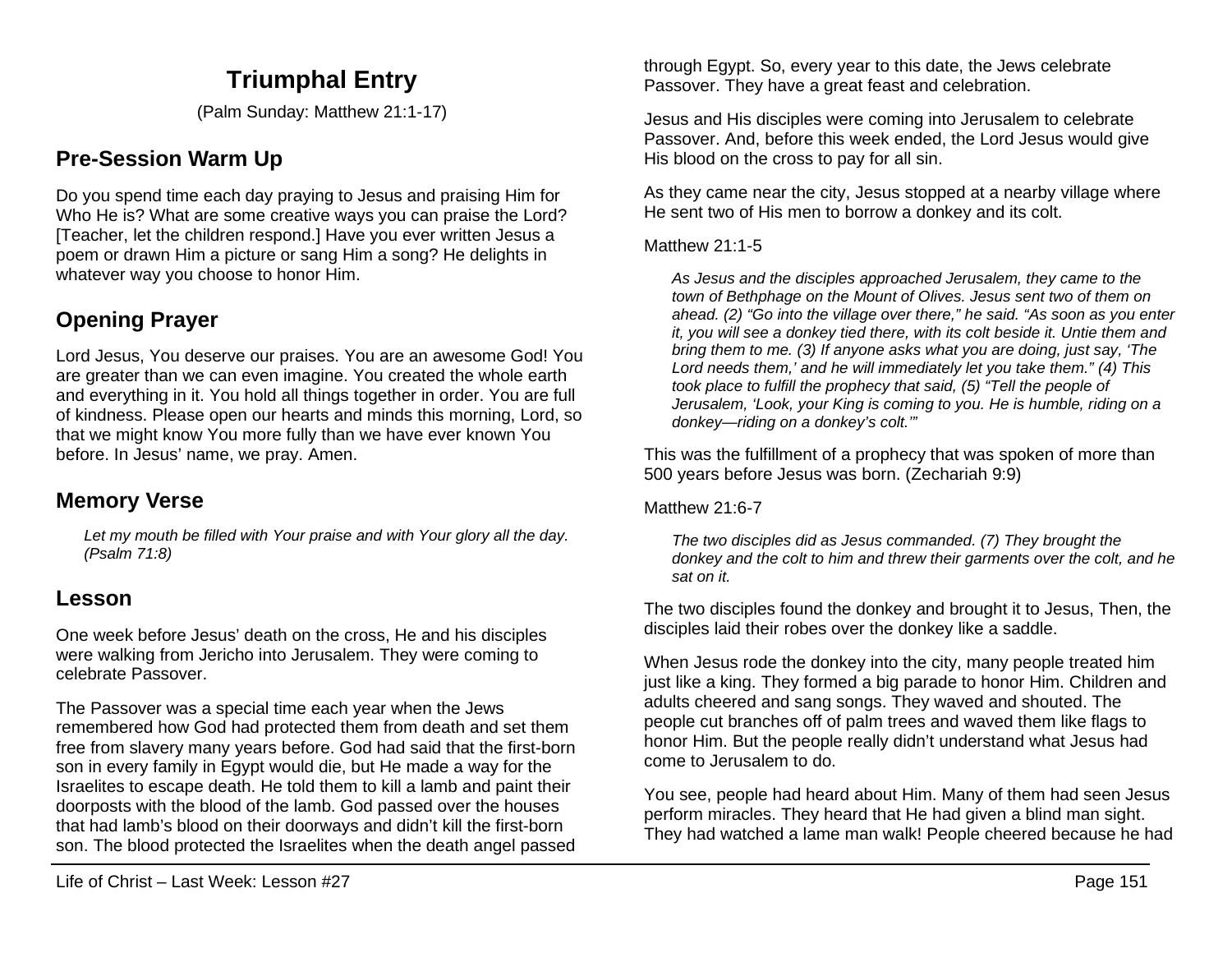# Triumphal Entry

(Palm Sunday: Matthew 21:1-17)

## Pre-Session Warm Up

Do you spend time each day praying to Jesus and praising Him for Who He is? What are some creative ways you can praise the Lord? [Teacher, let the children respond.] Have you ever written Jesus a poem or drawn Him a picture or sang Him a song? He delights in whatever way you choose to honor Him.

## Opening Prayer

Lord Jesus, You deserve our praises. You are an awesome God! You are greater than we can even imagine. You created the whole earth and everything in it. You hold all things together in order. You are full of kindness. Please open our hearts and minds this morning, Lord, so that we might know You more fully than we have ever known You before. In Jesus' name, we pray. Amen.

## Memory Verse

> *Let my mouth be filled with Your praise and with Your glory all the day. (Psalm 71:8)*

## Lesson

One week before Jesus' death on the cross, He and his disciples were walking from Jericho into Jerusalem. They were coming to celebrate Passover.

The Passover was a special time each year when the Jews remembered how God had protected them from death and set them free from slavery many years before. God had said that the first-born son in every family in Egypt would die, but He made a way for the Israelites to escape death. He told them to kill a lamb and paint their doorposts with the blood of the lamb. God passed over the houses that had lamb's blood on their doorways and didn't kill the first-born son. The blood protected the Israelites when the death angel passed through Egypt. So, every year to this date, the Jews celebrate Passover. They have a great feast and celebration.

Jesus and His disciples were coming into Jerusalem to celebrate Passover. And, before this week ended, the Lord Jesus would give His blood on the cross to pay for all sin.

As they came near the city, Jesus stopped at a nearby village where He sent two of His men to borrow a donkey and its colt.

Matthew 21:1-5

> *As Jesus and the disciples approached Jerusalem, they came to the town of Bethphage on the Mount of Olives. Jesus sent two of them on ahead. (2) "Go into the village over there," he said. "As soon as you enter it, you will see a donkey tied there, with its colt beside it. Untie them and bring them to me. (3) If anyone asks what you are doing, just say, 'The Lord needs them,' and he will immediately let you take them." (4) This took place to fulfill the prophecy that said, (5) "Tell the people of Jerusalem, 'Look, your King is coming to you. He is humble, riding on a donkey—riding on a donkey's colt.'"*

This was the fulfillment of a prophecy that was spoken of more than 500 years before Jesus was born. (Zechariah 9:9)

Matthew 21:6-7

> *The two disciples did as Jesus commanded. (7) They brought the donkey and the colt to him and threw their garments over the colt, and he sat on it.*

The two disciples found the donkey and brought it to Jesus, Then, the disciples laid their robes over the donkey like a saddle.

When Jesus rode the donkey into the city, many people treated him just like a king. They formed a big parade to honor Him. Children and adults cheered and sang songs. They waved and shouted. The people cut branches off of palm trees and waved them like flags to honor Him. But the people really didn't understand what Jesus had come to Jerusalem to do.

You see, people had heard about Him. Many of them had seen Jesus perform miracles. They heard that He had given a blind man sight. They had watched a lame man walk! People cheered because he had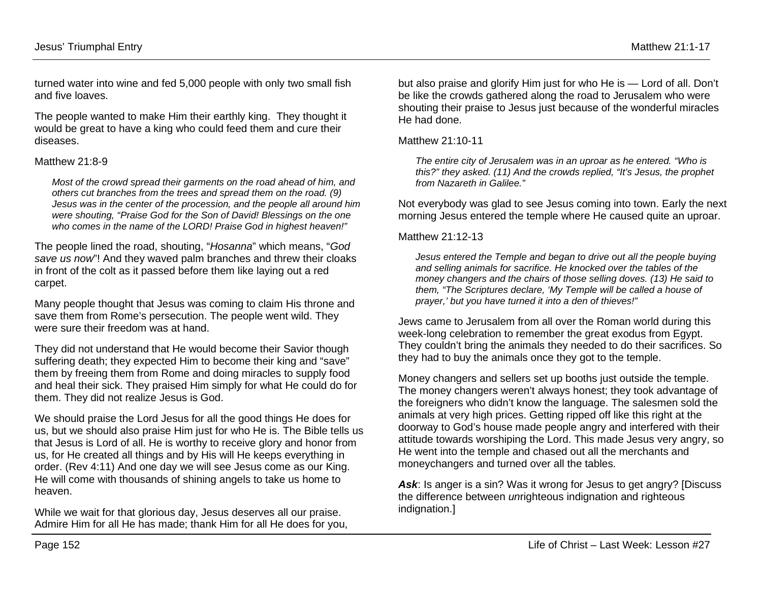turned water into wine and fed 5,000 people with only two small fish and five loaves.

The people wanted to make Him their earthly king. They thought it would be great to have a king who could feed them and cure their diseases.

Matthew 21:8-9

> *Most of the crowd spread their garments on the road ahead of him, and others cut branches from the trees and spread them on the road. (9) Jesus was in the center of the procession, and the people all around him were shouting, "Praise God for the Son of David! Blessings on the one who comes in the name of the LORD! Praise God in highest heaven!"*

The people lined the road, shouting, "*Hosanna*" which means, "*God save us now*"! And they waved palm branches and threw their cloaks in front of the colt as it passed before them like laying out a red carpet.

Many people thought that Jesus was coming to claim His throne and save them from Rome's persecution. The people went wild. They were sure their freedom was at hand.

They did not understand that He would become their Savior though suffering death; they expected Him to become their king and "save" them by freeing them from Rome and doing miracles to supply food and heal their sick. They praised Him simply for what He could do for them. They did not realize Jesus is God.

We should praise the Lord Jesus for all the good things He does for us, but we should also praise Him just for who He is. The Bible tells us that Jesus is Lord of all. He is worthy to receive glory and honor from us, for He created all things and by His will He keeps everything in order. (Rev 4:11) And one day we will see Jesus come as our King. He will come with thousands of shining angels to take us home to heaven.

While we wait for that glorious day, Jesus deserves all our praise. Admire Him for all He has made; thank Him for all He does for you, but also praise and glorify Him just for who He is — Lord of all. Don't be like the crowds gathered along the road to Jerusalem who were shouting their praise to Jesus just because of the wonderful miracles He had done.

Matthew 21:10-11

> *The entire city of Jerusalem was in an uproar as he entered. "Who is this?" they asked. (11) And the crowds replied, "It's Jesus, the prophet from Nazareth in Galilee."*

Not everybody was glad to see Jesus coming into town. Early the next morning Jesus entered the temple where He caused quite an uproar.

Matthew 21:12-13

> *Jesus entered the Temple and began to drive out all the people buying and selling animals for sacrifice. He knocked over the tables of the money changers and the chairs of those selling doves. (13) He said to them, "The Scriptures declare, 'My Temple will be called a house of prayer,' but you have turned it into a den of thieves!"*

Jews came to Jerusalem from all over the Roman world during this week-long celebration to remember the great exodus from Egypt. They couldn't bring the animals they needed to do their sacrifices. So they had to buy the animals once they got to the temple.

Money changers and sellers set up booths just outside the temple. The money changers weren't always honest; they took advantage of the foreigners who didn't know the language. The salesmen sold the animals at very high prices. Getting ripped off like this right at the doorway to God's house made people angry and interfered with their attitude towards worshiping the Lord. This made Jesus very angry, so He went into the temple and chased out all the merchants and moneychangers and turned over all the tables.

***Ask***: Is anger is a sin? Was it wrong for Jesus to get angry? [Discuss the difference between *un*righteous indignation and righteous indignation.]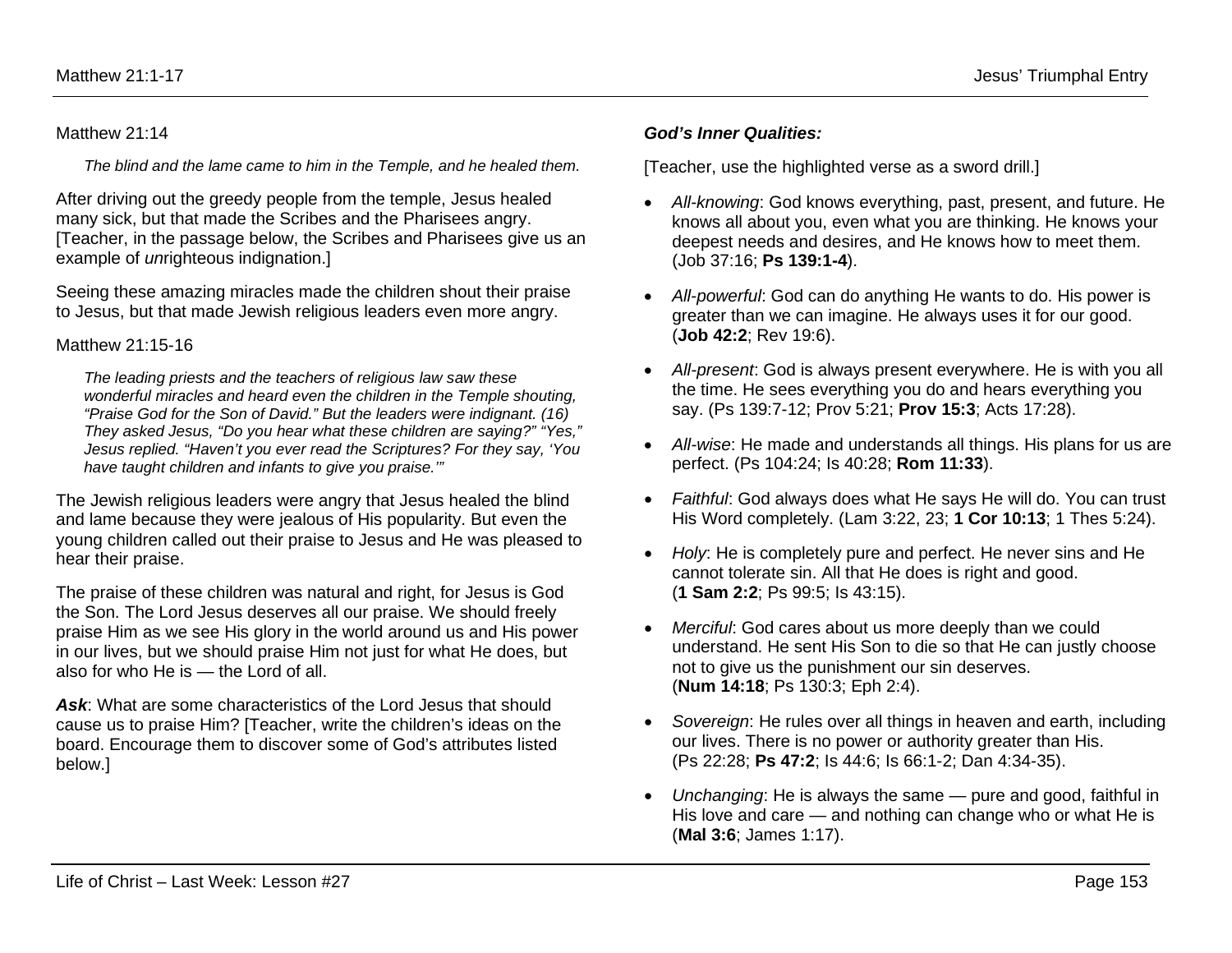Matthew 21:14

> *The blind and the lame came to him in the Temple, and he healed them.*

After driving out the greedy people from the temple, Jesus healed many sick, but that made the Scribes and the Pharisees angry. [Teacher, in the passage below, the Scribes and Pharisees give us an example of *un*righteous indignation.]

Seeing these amazing miracles made the children shout their praise to Jesus, but that made Jewish religious leaders even more angry.

Matthew 21:15-16

> *The leading priests and the teachers of religious law saw these wonderful miracles and heard even the children in the Temple shouting, "Praise God for the Son of David." But the leaders were indignant. (16) They asked Jesus, "Do you hear what these children are saying?" "Yes," Jesus replied. "Haven't you ever read the Scriptures? For they say, 'You have taught children and infants to give you praise.'"*

The Jewish religious leaders were angry that Jesus healed the blind and lame because they were jealous of His popularity. But even the young children called out their praise to Jesus and He was pleased to hear their praise.

The praise of these children was natural and right, for Jesus is God the Son. The Lord Jesus deserves all our praise. We should freely praise Him as we see His glory in the world around us and His power in our lives, but we should praise Him not just for what He does, but also for who He is — the Lord of all.

***Ask***: What are some characteristics of the Lord Jesus that should cause us to praise Him? [Teacher, write the children's ideas on the board. Encourage them to discover some of God's attributes listed below.]

***God's Inner Qualities:***

[Teacher, use the highlighted verse as a sword drill.]

- *All-knowing*: God knows everything, past, present, and future. He knows all about you, even what you are thinking. He knows your deepest needs and desires, and He knows how to meet them. (Job 37:16; **Ps 139:1-4**).
- *All-powerful*: God can do anything He wants to do. His power is greater than we can imagine. He always uses it for our good. (**Job 42:2**; Rev 19:6).
- *All-present*: God is always present everywhere. He is with you all the time. He sees everything you do and hears everything you say. (Ps 139:7-12; Prov 5:21; **Prov 15:3**; Acts 17:28).
- *All-wise*: He made and understands all things. His plans for us are perfect. (Ps 104:24; Is 40:28; **Rom 11:33**).
- *Faithful*: God always does what He says He will do. You can trust His Word completely. (Lam 3:22, 23; **1 Cor 10:13**; 1 Thes 5:24).
- *Holy*: He is completely pure and perfect. He never sins and He cannot tolerate sin. All that He does is right and good. (**1 Sam 2:2**; Ps 99:5; Is 43:15).
- *Merciful*: God cares about us more deeply than we could understand. He sent His Son to die so that He can justly choose not to give us the punishment our sin deserves. (**Num 14:18**; Ps 130:3; Eph 2:4).
- *Sovereign*: He rules over all things in heaven and earth, including our lives. There is no power or authority greater than His. (Ps 22:28; **Ps 47:2**; Is 44:6; Is 66:1-2; Dan 4:34-35).
- *Unchanging*: He is always the same — pure and good, faithful in His love and care — and nothing can change who or what He is (**Mal 3:6**; James 1:17).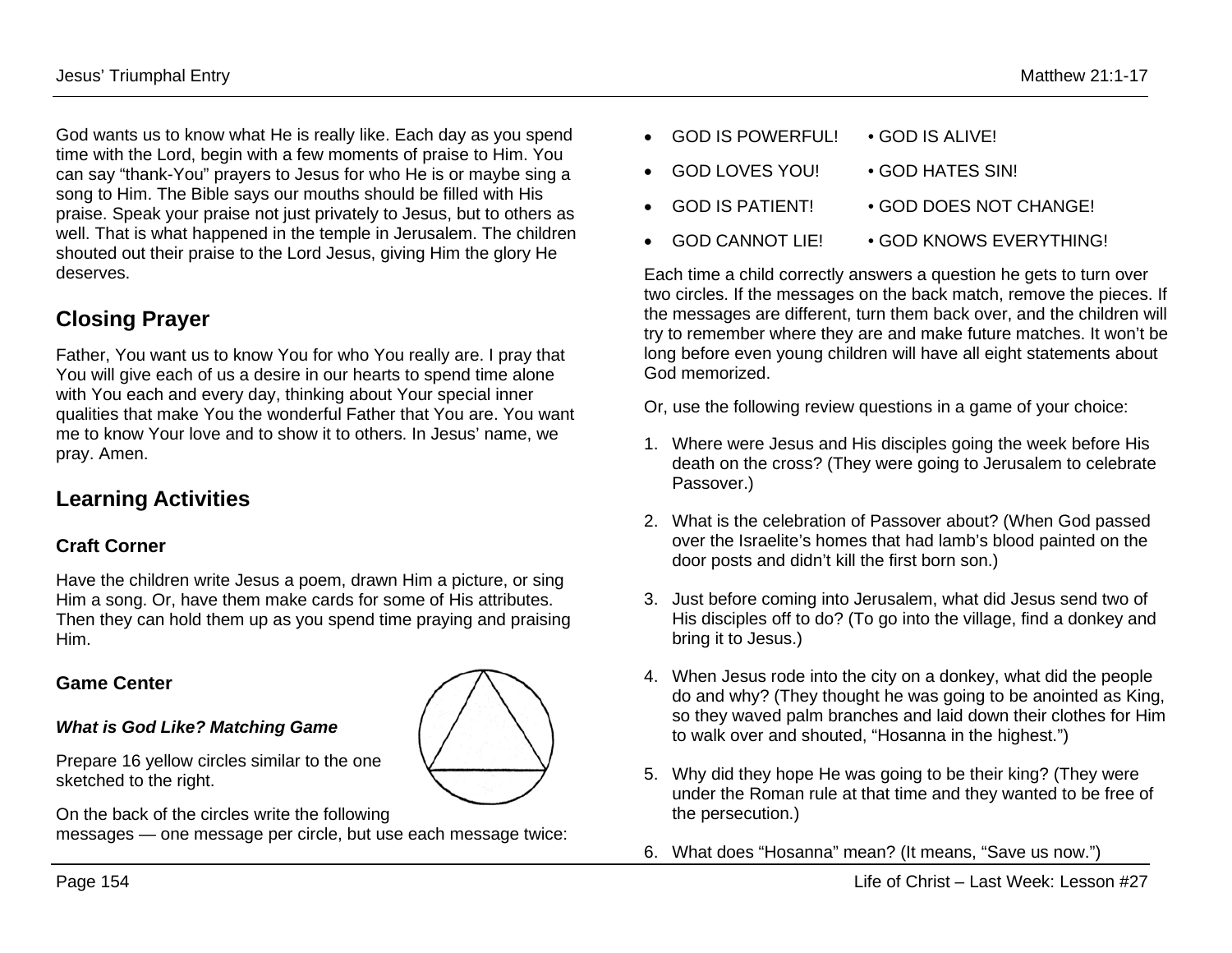God wants us to know what He is really like. Each day as you spend time with the Lord, begin with a few moments of praise to Him. You can say "thank-You" prayers to Jesus for who He is or maybe sing a song to Him. The Bible says our mouths should be filled with His praise. Speak your praise not just privately to Jesus, but to others as well. That is what happened in the temple in Jerusalem. The children shouted out their praise to the Lord Jesus, giving Him the glory He deserves.

## Closing Prayer

Father, You want us to know You for who You really are. I pray that You will give each of us a desire in our hearts to spend time alone with You each and every day, thinking about Your special inner qualities that make You the wonderful Father that You are. You want me to know Your love and to show it to others. In Jesus' name, we pray. Amen.

## Learning Activities

### Craft Corner

Have the children write Jesus a poem, drawn Him a picture, or sing Him a song. Or, have them make cards for some of His attributes. Then they can hold them up as you spend time praying and praising Him.

### Game Center

***What is God Like? Matching Game***

Prepare 16 yellow circles similar to the one sketched to the right.

On the back of the circles write the following messages — one message per circle, but use each message twice:

- GOD IS POWERFUL! • GOD IS ALIVE!
- GOD LOVES YOU! • GOD HATES SIN!
- GOD IS PATIENT! • GOD DOES NOT CHANGE!
- GOD CANNOT LIE! • GOD KNOWS EVERYTHING!

Each time a child correctly answers a question he gets to turn over two circles. If the messages on the back match, remove the pieces. If the messages are different, turn them back over, and the children will try to remember where they are and make future matches. It won't be long before even young children will have all eight statements about God memorized.

Or, use the following review questions in a game of your choice:

1. Where were Jesus and His disciples going the week before His death on the cross? (They were going to Jerusalem to celebrate Passover.)
2. What is the celebration of Passover about? (When God passed over the Israelite's homes that had lamb's blood painted on the door posts and didn't kill the first born son.)
3. Just before coming into Jerusalem, what did Jesus send two of His disciples off to do? (To go into the village, find a donkey and bring it to Jesus.)
4. When Jesus rode into the city on a donkey, what did the people do and why? (They thought he was going to be anointed as King, so they waved palm branches and laid down their clothes for Him to walk over and shouted, "Hosanna in the highest.")
5. Why did they hope He was going to be their king? (They were under the Roman rule at that time and they wanted to be free of the persecution.)
6. What does "Hosanna" mean? (It means, "Save us now.")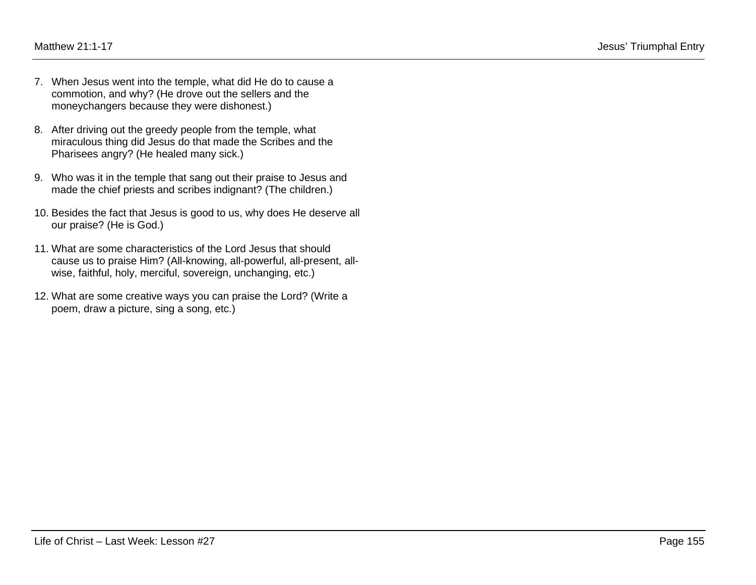7. When Jesus went into the temple, what did He do to cause a commotion, and why? (He drove out the sellers and the moneychangers because they were dishonest.)

8. After driving out the greedy people from the temple, what miraculous thing did Jesus do that made the Scribes and the Pharisees angry? (He healed many sick.)

9. Who was it in the temple that sang out their praise to Jesus and made the chief priests and scribes indignant? (The children.)

10. Besides the fact that Jesus is good to us, why does He deserve all our praise? (He is God.)

11. What are some characteristics of the Lord Jesus that should cause us to praise Him? (All-knowing, all-powerful, all-present, all-wise, faithful, holy, merciful, sovereign, unchanging, etc.)

12. What are some creative ways you can praise the Lord? (Write a poem, draw a picture, sing a song, etc.)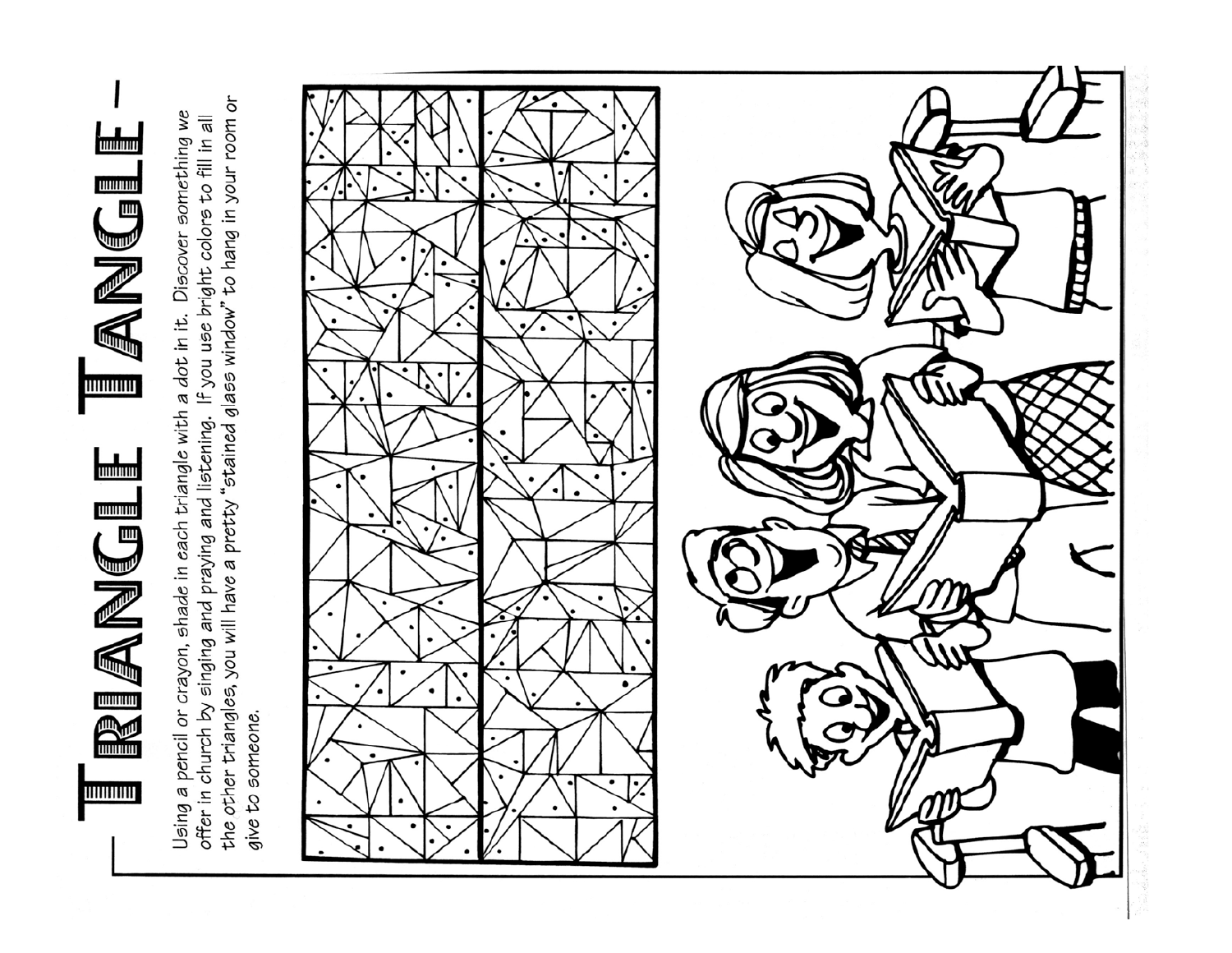# Triangle Tangle

Using a pencil or crayon, shade in each triangle with a dot in it. Discover something we offer in church by singing and praying and listening. If you use bright colors to fill in all the other triangles, you will have a pretty "stained glass window" to hang in your room or give to someone.